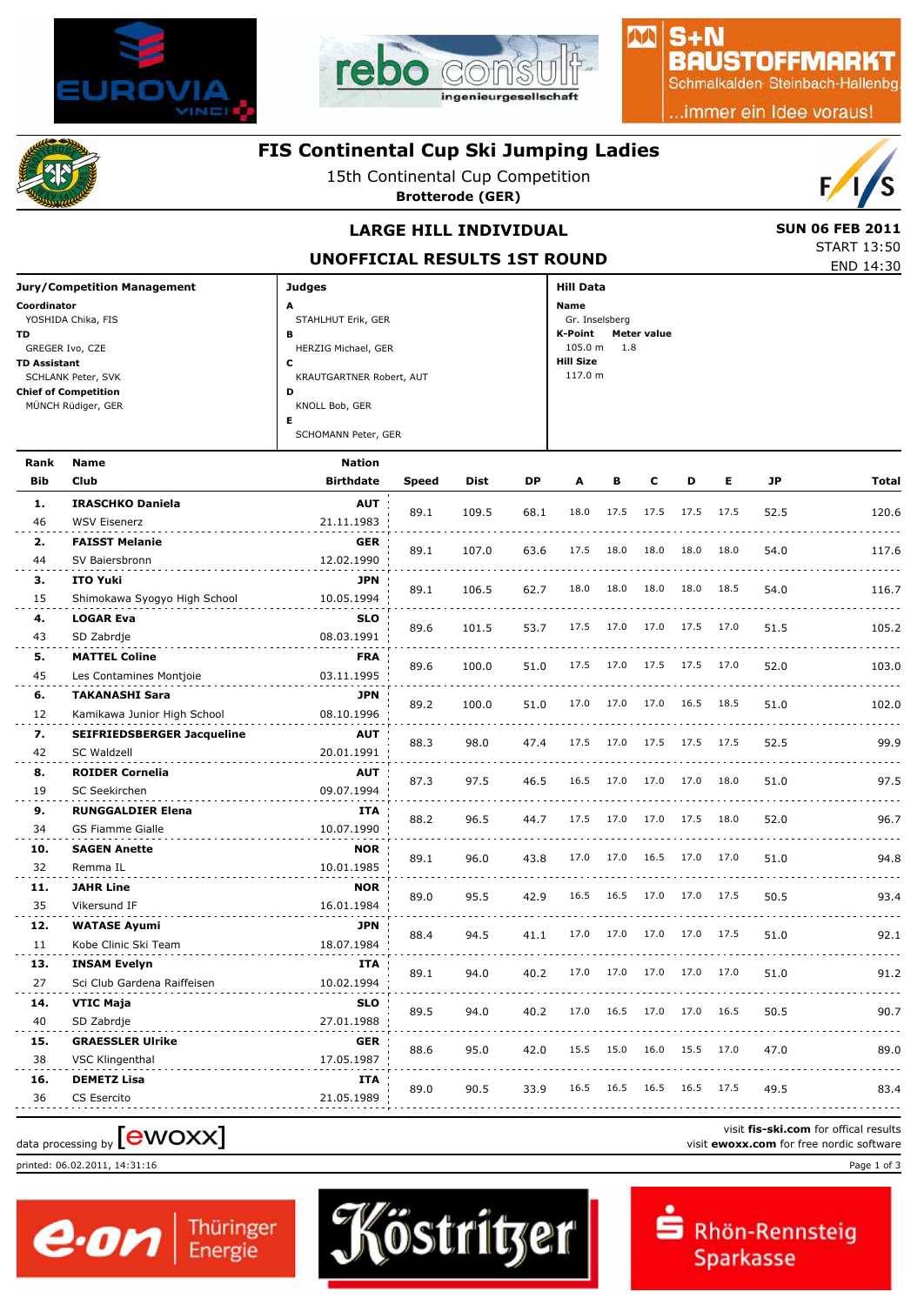# FIS Continental Cup Ski Jumping Ladies

15th Continental Cup Competition

**Brotterode (GER)**

## LARGE HILL INDIVIDUAL

## UNOFFICIAL RESULTS 1ST ROUND

**SUN 06 FEB 2011**
START 13:50
END 14:30

**Jury/Competition Management**

**Coordinator**
YOSHIDA Chika, FIS
**TD**
GREGER Ivo, CZE
**TD Assistant**
SCHLANK Peter, SVK
**Chief of Competition**
MÜNCH Rüdiger, GER

**Judges**

**A** STAHLHUT Erik, GER
**B** HERZIG Michael, GER
**C** KRAUTGARTNER Robert, AUT
**D** KNOLL Bob, GER
**E** SCHOMANN Peter, GER

**Hill Data**

**Name** Gr. Inselsberg
**K-Point** 105.0 m
**Meter value** 1.8
**Hill Size** 117.0 m

| Rank | Bib | Name | Club | Nation | Birthdate | Speed | Dist | DP | A | B | C | D | E | JP | Total |
|---|---|---|---|---|---|---|---|---|---|---|---|---|---|---|---|
| 1. | 46 | IRASCHKO Daniela | WSV Eisenerz | AUT | 21.11.1983 | 89.1 | 109.5 | 68.1 | 18.0 | 17.5 | 17.5 | 17.5 | 17.5 | 52.5 | 120.6 |
| 2. | 44 | FAISST Melanie | SV Baiersbronn | GER | 12.02.1990 | 89.1 | 107.0 | 63.6 | 17.5 | 18.0 | 18.0 | 18.0 | 18.0 | 54.0 | 117.6 |
| 3. | 15 | ITO Yuki | Shimokawa Syogyo High School | JPN | 10.05.1994 | 89.1 | 106.5 | 62.7 | 18.0 | 18.0 | 18.0 | 18.0 | 18.5 | 54.0 | 116.7 |
| 4. | 43 | LOGAR Eva | SD Zabrdje | SLO | 08.03.1991 | 89.6 | 101.5 | 53.7 | 17.5 | 17.0 | 17.0 | 17.5 | 17.0 | 51.5 | 105.2 |
| 5. | 45 | MATTEL Coline | Les Contamines Montjoie | FRA | 03.11.1995 | 89.6 | 100.0 | 51.0 | 17.5 | 17.0 | 17.5 | 17.5 | 17.0 | 52.0 | 103.0 |
| 6. | 12 | TAKANASHI Sara | Kamikawa Junior High School | JPN | 08.10.1996 | 89.2 | 100.0 | 51.0 | 17.0 | 17.0 | 17.0 | 16.5 | 18.5 | 51.0 | 102.0 |
| 7. | 42 | SEIFRIEDSBERGER Jacqueline | SC Waldzell | AUT | 20.01.1991 | 88.3 | 98.0 | 47.4 | 17.5 | 17.0 | 17.5 | 17.5 | 17.5 | 52.5 | 99.9 |
| 8. | 19 | ROIDER Cornelia | SC Seekirchen | AUT | 09.07.1994 | 87.3 | 97.5 | 46.5 | 16.5 | 17.0 | 17.0 | 17.0 | 18.0 | 51.0 | 97.5 |
| 9. | 34 | RUNGGALDIER Elena | GS Fiamme Gialle | ITA | 10.07.1990 | 88.2 | 96.5 | 44.7 | 17.5 | 17.0 | 17.0 | 17.5 | 18.0 | 52.0 | 96.7 |
| 10. | 32 | SAGEN Anette | Remma IL | NOR | 10.01.1985 | 89.1 | 96.0 | 43.8 | 17.0 | 17.0 | 16.5 | 17.0 | 17.0 | 51.0 | 94.8 |
| 11. | 35 | JAHR Line | Vikersund IF | NOR | 16.01.1984 | 89.0 | 95.5 | 42.9 | 16.5 | 16.5 | 17.0 | 17.0 | 17.5 | 50.5 | 93.4 |
| 12. | 11 | WATASE Ayumi | Kobe Clinic Ski Team | JPN | 18.07.1984 | 88.4 | 94.5 | 41.1 | 17.0 | 17.0 | 17.0 | 17.0 | 17.5 | 51.0 | 92.1 |
| 13. | 27 | INSAM Evelyn | Sci Club Gardena Raiffeisen | ITA | 10.02.1994 | 89.1 | 94.0 | 40.2 | 17.0 | 17.0 | 17.0 | 17.0 | 17.0 | 51.0 | 91.2 |
| 14. | 40 | VTIC Maja | SD Zabrdje | SLO | 27.01.1988 | 89.5 | 94.0 | 40.2 | 17.0 | 16.5 | 17.0 | 17.0 | 16.5 | 50.5 | 90.7 |
| 15. | 38 | GRAESSLER Ulrike | VSC Klingenthal | GER | 17.05.1987 | 88.6 | 95.0 | 42.0 | 15.5 | 15.0 | 16.0 | 15.5 | 17.0 | 47.0 | 89.0 |
| 16. | 36 | DEMETZ Lisa | CS Esercito | ITA | 21.05.1989 | 89.0 | 90.5 | 33.9 | 16.5 | 16.5 | 16.5 | 16.5 | 17.5 | 49.5 | 83.4 |

data processing by [ewoxx]

visit **fis-ski.com** for offical results
visit **ewoxx.com** for free nordic software

printed: 06.02.2011, 14:31:16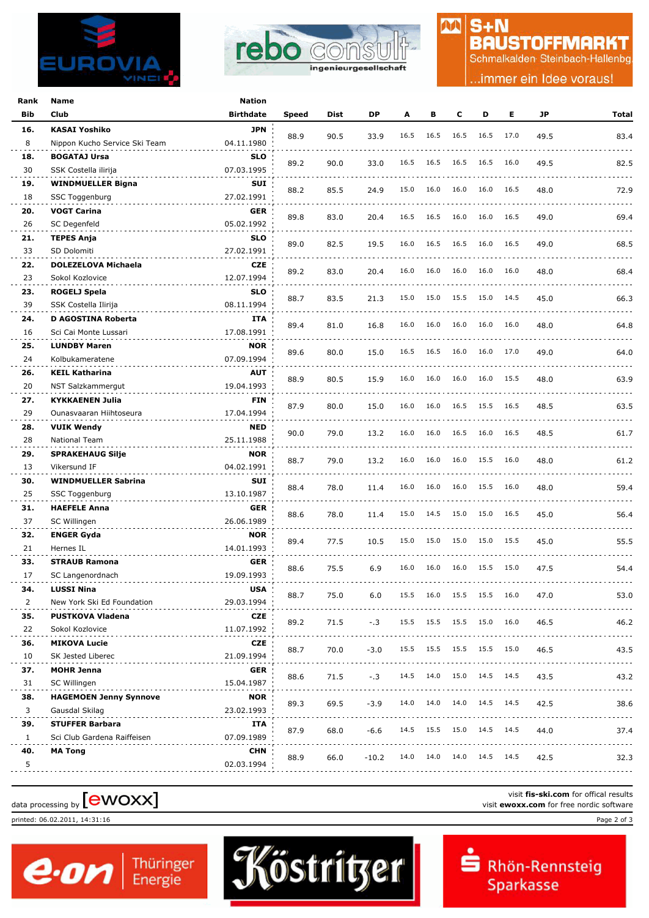| Rank | Name | Nation | | | | | | | | | | |
|---|---|---|---|---|---|---|---|---|---|---|---|---|
| Bib | Club | Birthdate | Speed | Dist | DP | A | B | C | D | E | JP | Total |
| 16. | KASAI Yoshiko | JPN | 88.9 | 90.5 | 33.9 | 16.5 | 16.5 | 16.5 | 16.5 | 17.0 | 49.5 | 83.4 |
| 8 | Nippon Kucho Service Ski Team | 04.11.1980 | | | | | | | | | | |
| 18. | BOGATAJ Ursa | SLO | 89.2 | 90.0 | 33.0 | 16.5 | 16.5 | 16.5 | 16.5 | 16.0 | 49.5 | 82.5 |
| 30 | SSK Costella ilirija | 07.03.1995 | | | | | | | | | | |
| 19. | WINDMUELLER Bigna | SUI | 88.2 | 85.5 | 24.9 | 15.0 | 16.0 | 16.0 | 16.0 | 16.5 | 48.0 | 72.9 |
| 18 | SSC Toggenburg | 27.02.1991 | | | | | | | | | | |
| 20. | VOGT Carina | GER | 89.8 | 83.0 | 20.4 | 16.5 | 16.5 | 16.0 | 16.0 | 16.5 | 49.0 | 69.4 |
| 26 | SC Degenfeld | 05.02.1992 | | | | | | | | | | |
| 21. | TEPES Anja | SLO | 89.0 | 82.5 | 19.5 | 16.0 | 16.5 | 16.5 | 16.0 | 16.5 | 49.0 | 68.5 |
| 33 | SD Dolomiti | 27.02.1991 | | | | | | | | | | |
| 22. | DOLEZELOVA Michaela | CZE | 89.2 | 83.0 | 20.4 | 16.0 | 16.0 | 16.0 | 16.0 | 16.0 | 48.0 | 68.4 |
| 23 | Sokol Kozlovice | 12.07.1994 | | | | | | | | | | |
| 23. | ROGELJ Spela | SLO | 88.7 | 83.5 | 21.3 | 15.0 | 15.0 | 15.5 | 15.0 | 14.5 | 45.0 | 66.3 |
| 39 | SSK Costella Ilirija | 08.11.1994 | | | | | | | | | | |
| 24. | D AGOSTINA Roberta | ITA | 89.4 | 81.0 | 16.8 | 16.0 | 16.0 | 16.0 | 16.0 | 16.0 | 48.0 | 64.8 |
| 16 | Sci Cai Monte Lussari | 17.08.1991 | | | | | | | | | | |
| 25. | LUNDBY Maren | NOR | 89.6 | 80.0 | 15.0 | 16.5 | 16.5 | 16.0 | 16.0 | 17.0 | 49.0 | 64.0 |
| 24 | Kolbukameratene | 07.09.1994 | | | | | | | | | | |
| 26. | KEIL Katharina | AUT | 88.9 | 80.5 | 15.9 | 16.0 | 16.0 | 16.0 | 16.0 | 15.5 | 48.0 | 63.9 |
| 20 | NST Salzkammergut | 19.04.1993 | | | | | | | | | | |
| 27. | KYKKAENEN Julia | FIN | 87.9 | 80.0 | 15.0 | 16.0 | 16.0 | 16.5 | 15.5 | 16.5 | 48.5 | 63.5 |
| 29 | Ounasvaaran Hiihtoseura | 17.04.1994 | | | | | | | | | | |
| 28. | VUIK Wendy | NED | 90.0 | 79.0 | 13.2 | 16.0 | 16.0 | 16.5 | 16.0 | 16.5 | 48.5 | 61.7 |
| 28 | National Team | 25.11.1988 | | | | | | | | | | |
| 29. | SPRAKEHAUG Silje | NOR | 88.7 | 79.0 | 13.2 | 16.0 | 16.0 | 16.0 | 15.5 | 16.0 | 48.0 | 61.2 |
| 13 | Vikersund IF | 04.02.1991 | | | | | | | | | | |
| 30. | WINDMUELLER Sabrina | SUI | 88.4 | 78.0 | 11.4 | 16.0 | 16.0 | 16.0 | 15.5 | 16.0 | 48.0 | 59.4 |
| 25 | SSC Toggenburg | 13.10.1987 | | | | | | | | | | |
| 31. | HAEFELE Anna | GER | 88.6 | 78.0 | 11.4 | 15.0 | 14.5 | 15.0 | 15.0 | 16.5 | 45.0 | 56.4 |
| 37 | SC Willingen | 26.06.1989 | | | | | | | | | | |
| 32. | ENGER Gyda | NOR | 89.4 | 77.5 | 10.5 | 15.0 | 15.0 | 15.0 | 15.0 | 15.5 | 45.0 | 55.5 |
| 21 | Hernes IL | 14.01.1993 | | | | | | | | | | |
| 33. | STRAUB Ramona | GER | 88.6 | 75.5 | 6.9 | 16.0 | 16.0 | 16.0 | 15.5 | 15.0 | 47.5 | 54.4 |
| 17 | SC Langenordnach | 19.09.1993 | | | | | | | | | | |
| 34. | LUSSI Nina | USA | 88.7 | 75.0 | 6.0 | 15.5 | 16.0 | 15.5 | 15.5 | 16.0 | 47.0 | 53.0 |
| 2 | New York Ski Ed Foundation | 29.03.1994 | | | | | | | | | | |
| 35. | PUSTKOVA Vladena | CZE | 89.2 | 71.5 | -.3 | 15.5 | 15.5 | 15.5 | 15.0 | 16.0 | 46.5 | 46.2 |
| 22 | Sokol Kozlovice | 11.07.1992 | | | | | | | | | | |
| 36. | MIKOVA Lucie | CZE | 88.7 | 70.0 | -3.0 | 15.5 | 15.5 | 15.5 | 15.5 | 15.0 | 46.5 | 43.5 |
| 10 | SK Jested Liberec | 21.09.1994 | | | | | | | | | | |
| 37. | MOHR Jenna | GER | 88.6 | 71.5 | -.3 | 14.5 | 14.0 | 15.0 | 14.5 | 14.5 | 43.5 | 43.2 |
| 31 | SC Willingen | 15.04.1987 | | | | | | | | | | |
| 38. | HAGEMOEN Jenny Synnove | NOR | 89.3 | 69.5 | -3.9 | 14.0 | 14.0 | 14.0 | 14.5 | 14.5 | 42.5 | 38.6 |
| 3 | Gausdal Skilag | 23.02.1993 | | | | | | | | | | |
| 39. | STUFFER Barbara | ITA | 87.9 | 68.0 | -6.6 | 14.5 | 15.5 | 15.0 | 14.5 | 14.5 | 44.0 | 37.4 |
| 1 | Sci Club Gardena Raiffeisen | 07.09.1989 | | | | | | | | | | |
| 40. | MA Tong | CHN | 88.9 | 66.0 | -10.2 | 14.0 | 14.0 | 14.0 | 14.5 | 14.5 | 42.5 | 32.3 |
| 5 | | 02.03.1994 | | | | | | | | | | |

data processing by [ewoxx]

visit **fis-ski.com** for offical results
visit **ewoxx.com** for free nordic software

printed: 06.02.2011, 14:31:16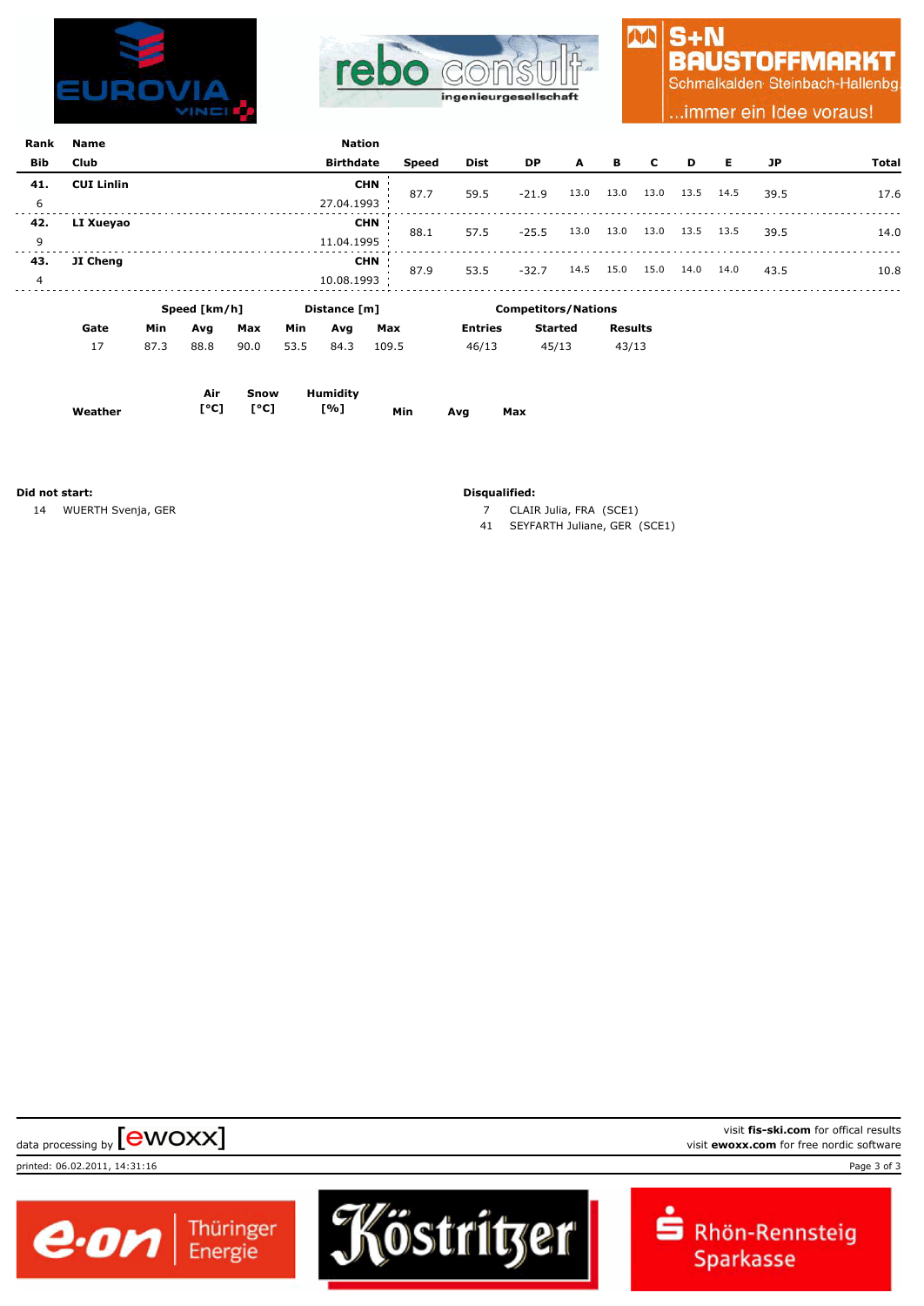| Rank | Name | Nation | | | | | | | | | | | |
|---|---|---|---|---|---|---|---|---|---|---|---|---|---|
| Bib | Club | Birthdate | Speed | Dist | DP | A | B | C | D | E | JP | Total |
| 41. | CUI Linlin | CHN | 87.7 | 59.5 | -21.9 | 13.0 | 13.0 | 13.0 | 13.5 | 14.5 | 39.5 | 17.6 |
| 6 | | 27.04.1993 | | | | | | | | | | |
| 42. | LI Xueyao | CHN | 88.1 | 57.5 | -25.5 | 13.0 | 13.0 | 13.0 | 13.5 | 13.5 | 39.5 | 14.0 |
| 9 | | 11.04.1995 | | | | | | | | | | |
| 43. | JI Cheng | CHN | 87.9 | 53.5 | -32.7 | 14.5 | 15.0 | 15.0 | 14.0 | 14.0 | 43.5 | 10.8 |
| 4 | | 10.08.1993 | | | | | | | | | | |

| | Speed [km/h] | | | Distance [m] | | | Competitors/Nations | | |
|---|---|---|---|---|---|---|---|---|---|
| Gate | Min | Avg | Max | Min | Avg | Max | Entries | Started | Results |
| 17 | 87.3 | 88.8 | 90.0 | 53.5 | 84.3 | 109.5 | 46/13 | 45/13 | 43/13 |

| | Air [°C] | Snow [°C] | Humidity [%] | Min | Avg | Max |
|---|---|---|---|---|---|---|
| Weather | | | | | | |

**Did not start:**

14 WUERTH Svenja, GER

**Disqualified:**

7 CLAIR Julia, FRA (SCE1)

41 SEYFARTH Juliane, GER (SCE1)

data processing by [ewoxx]

visit **fis-ski.com** for offical results

visit **ewoxx.com** for free nordic software

printed: 06.02.2011, 14:31:16